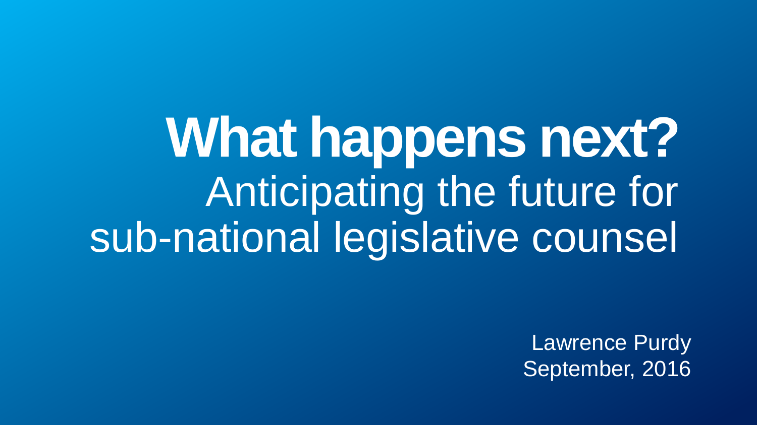# What happens next?

## Anticipating the future for sub-national legislative counsel

Lawrence Purdy
September, 2016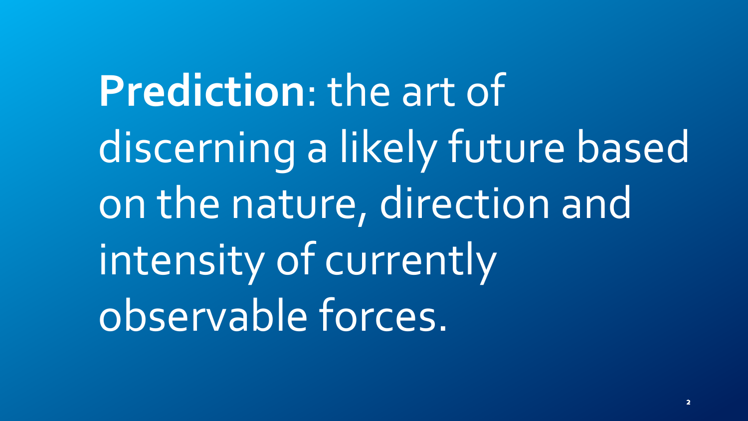**Prediction**: the art of discerning a likely future based on the nature, direction and intensity of currently observable forces.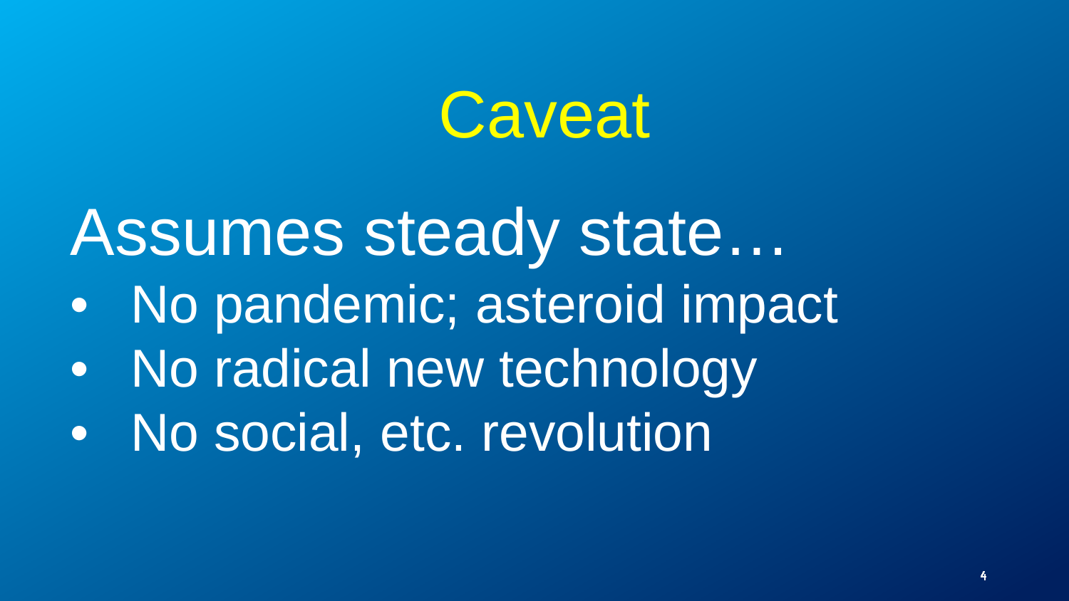# Caveat

Assumes steady state…

- No pandemic; asteroid impact
- No radical new technology
- No social, etc. revolution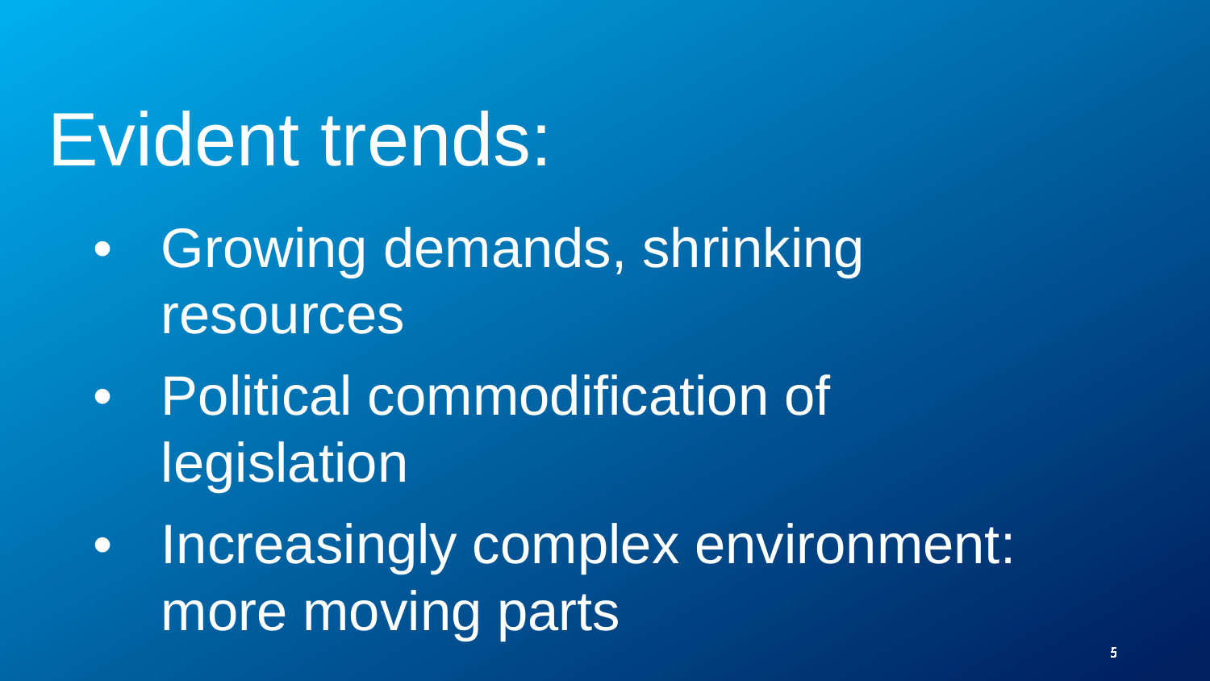# Evident trends:

- Growing demands, shrinking resources
- Political commodification of legislation
- Increasingly complex environment: more moving parts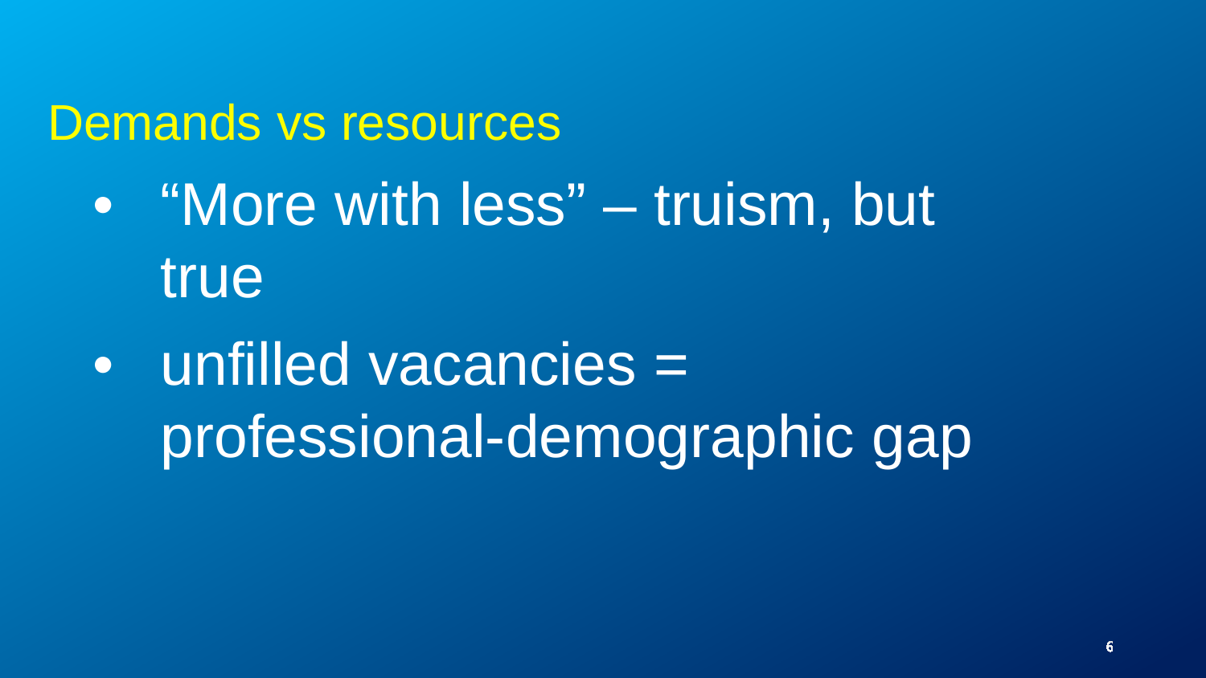## Demands vs resources

- "More with less" – truism, but true
- unfilled vacancies = professional-demographic gap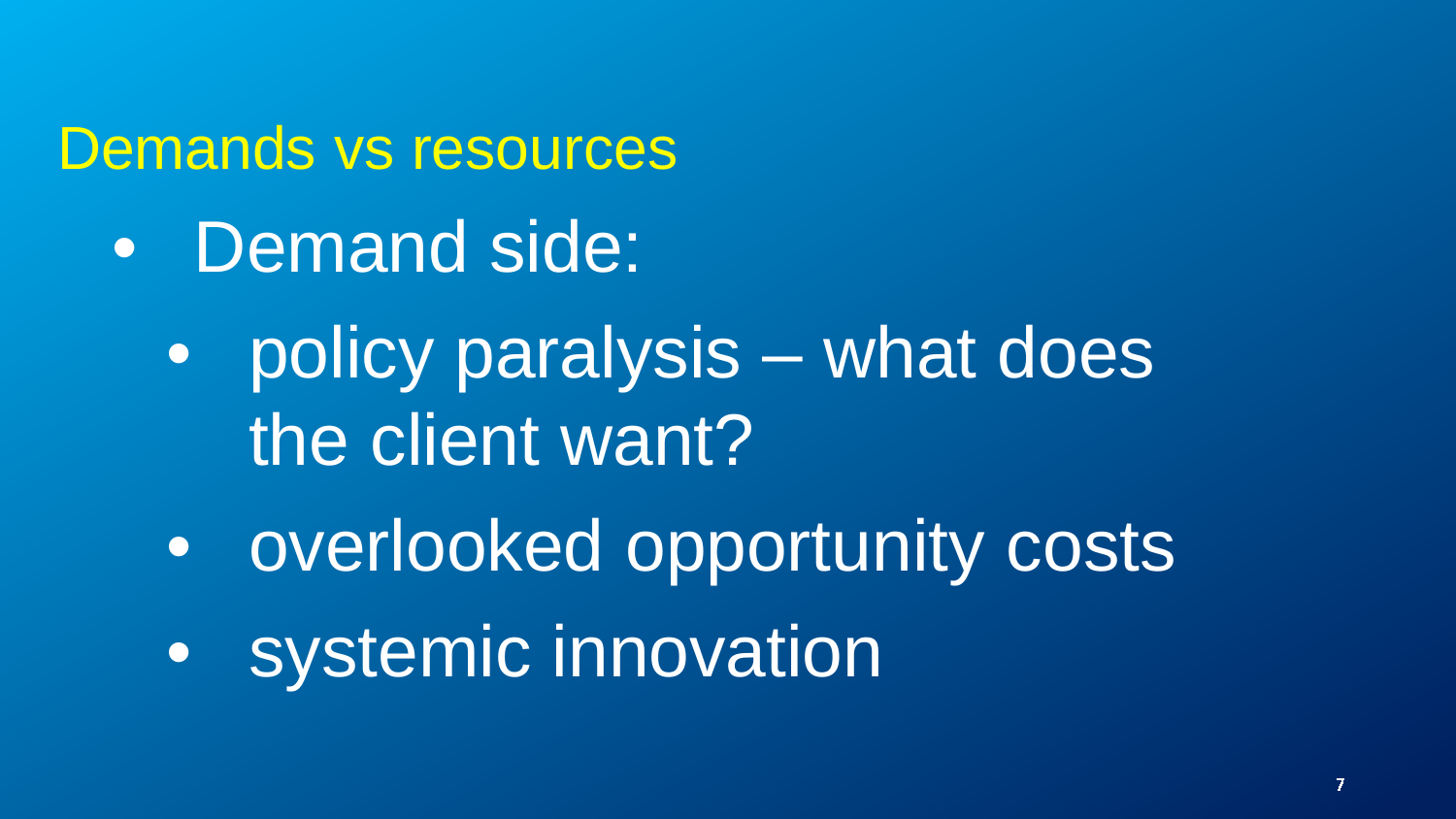## Demands vs resources

- Demand side:
  - policy paralysis – what does the client want?
  - overlooked opportunity costs
  - systemic innovation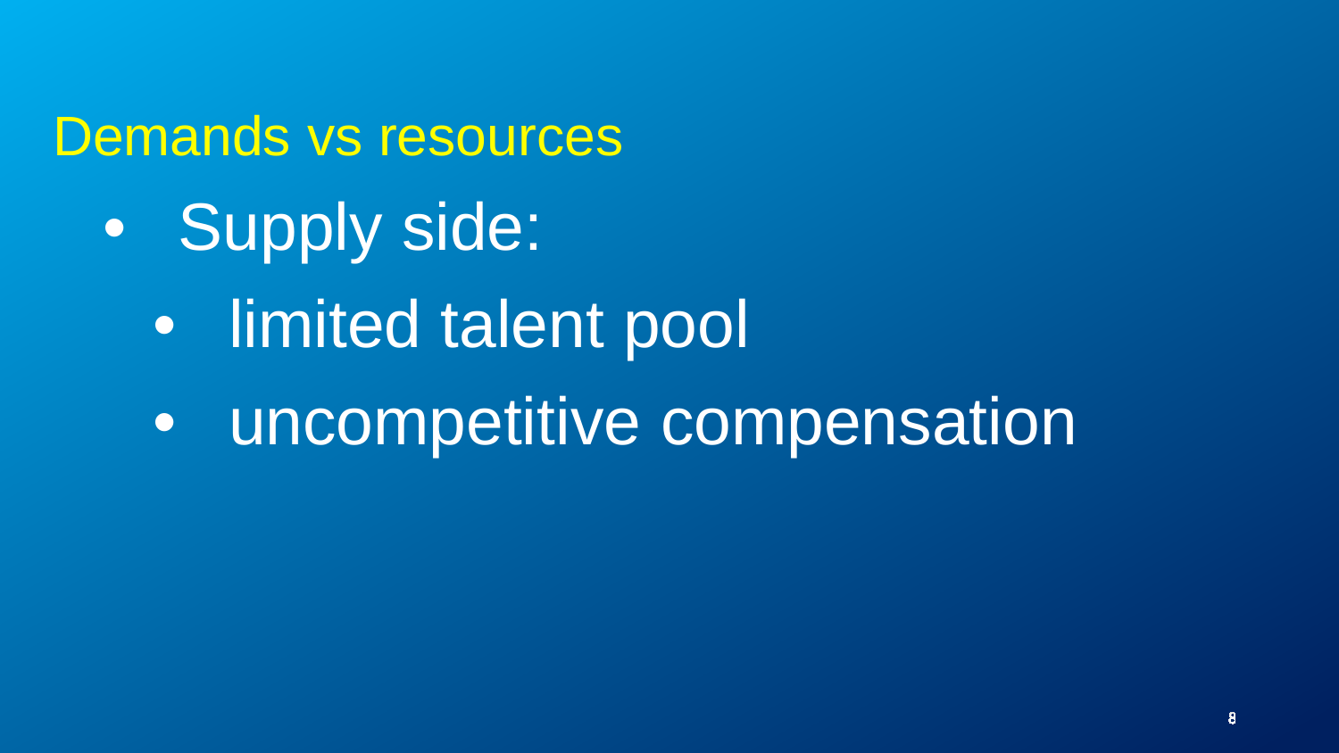## Demands vs resources

- Supply side:
  - limited talent pool
  - uncompetitive compensation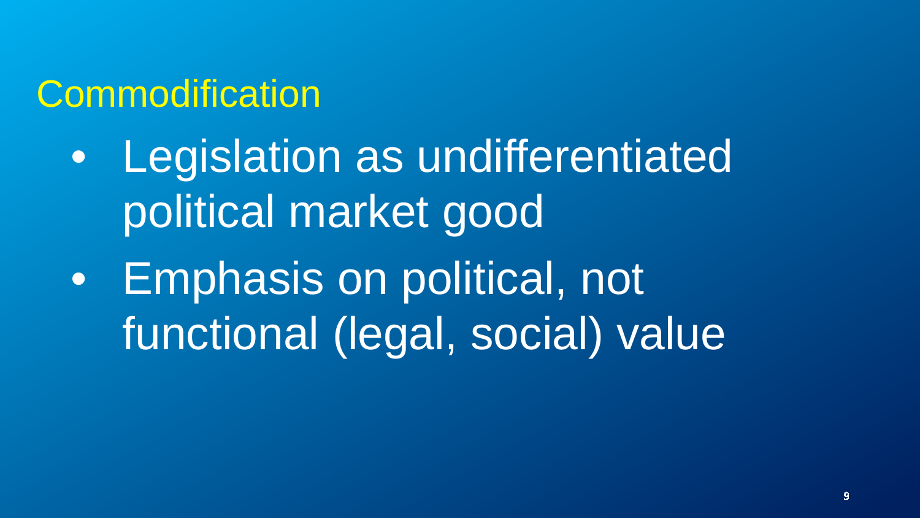# Commodification

- Legislation as undifferentiated political market good
- Emphasis on political, not functional (legal, social) value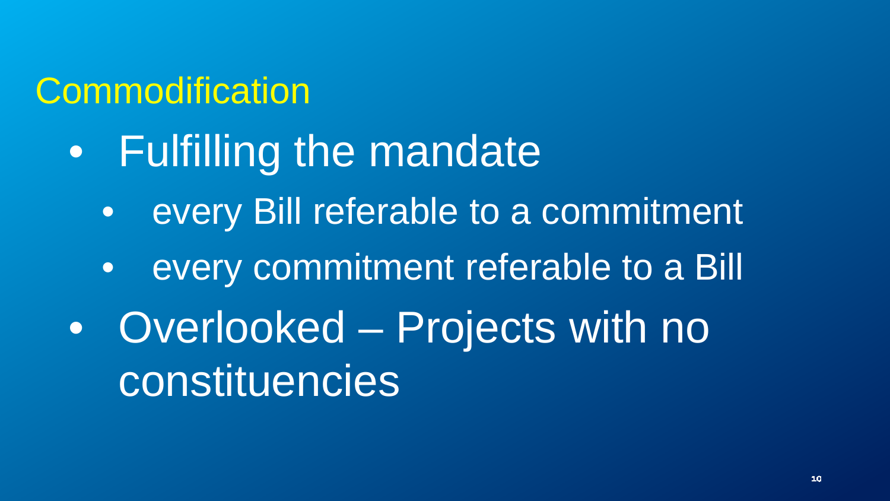## Commodification

- Fulfilling the mandate
  - every Bill referable to a commitment
  - every commitment referable to a Bill
- Overlooked – Projects with no constituencies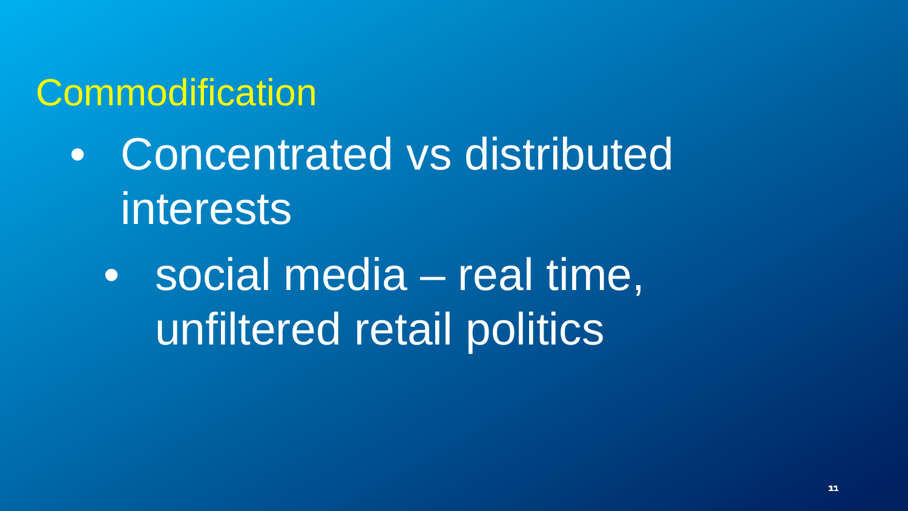## Commodification

- Concentrated vs distributed interests
  - social media – real time, unfiltered retail politics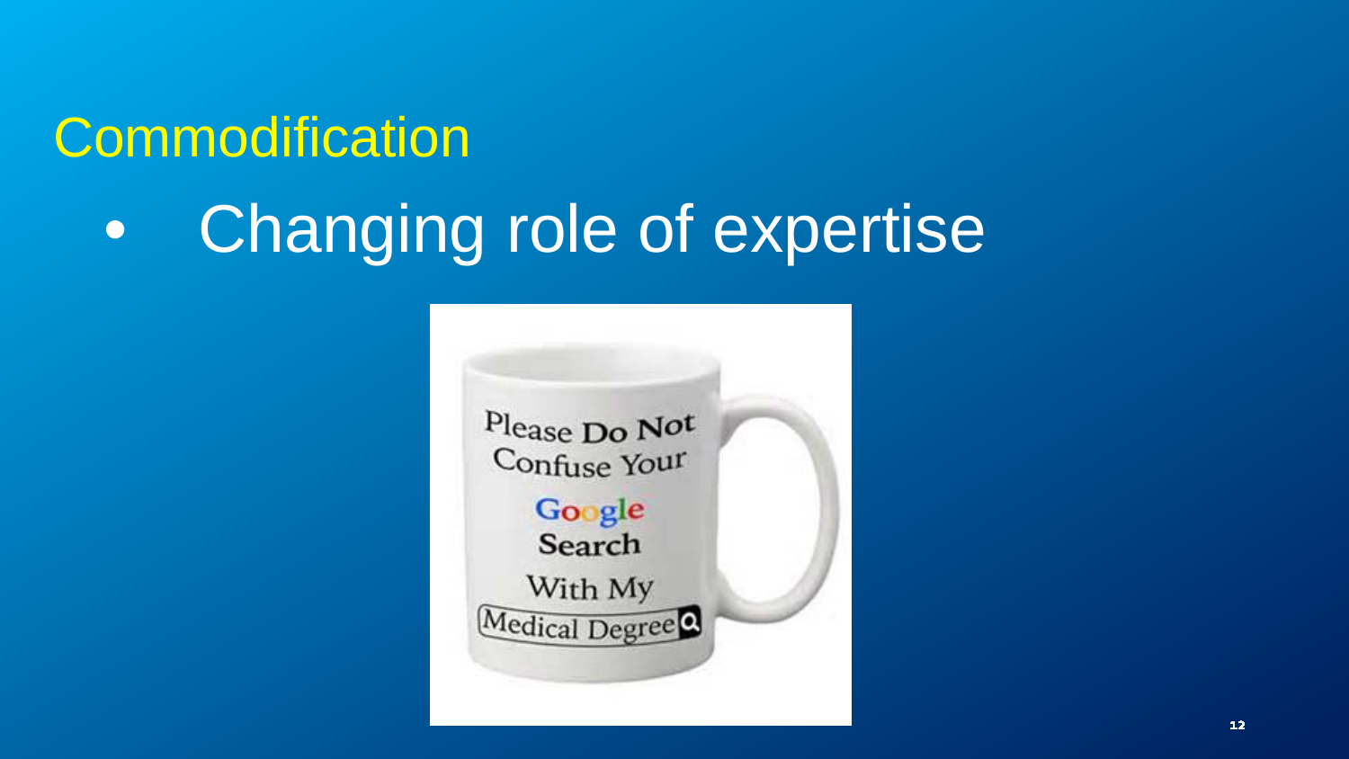# Commodification

- Changing role of expertise

Please Do Not Confuse Your Google Search With My Medical Degree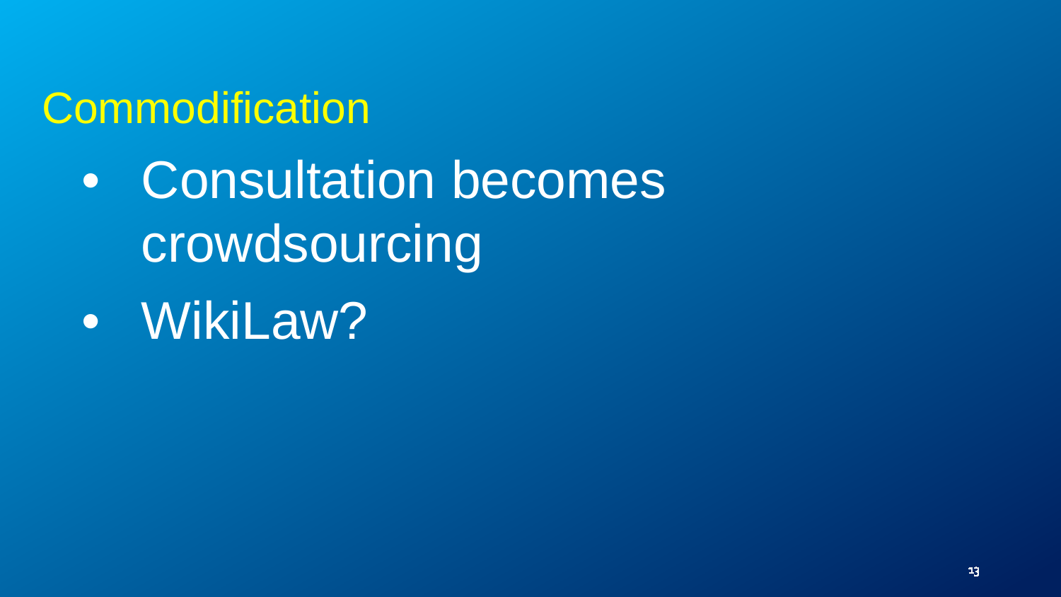# Commodification

- Consultation becomes crowdsourcing
- WikiLaw?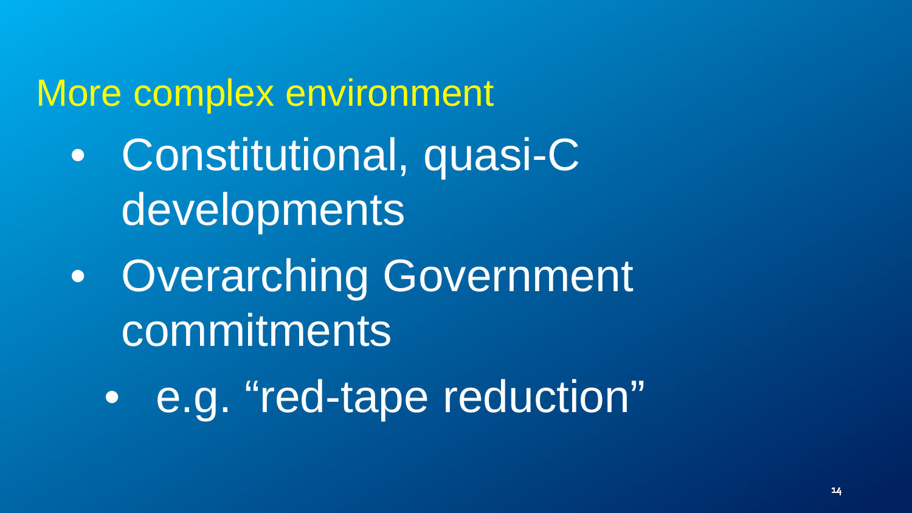## More complex environment

- Constitutional, quasi-C developments
- Overarching Government commitments
    - e.g. “red-tape reduction”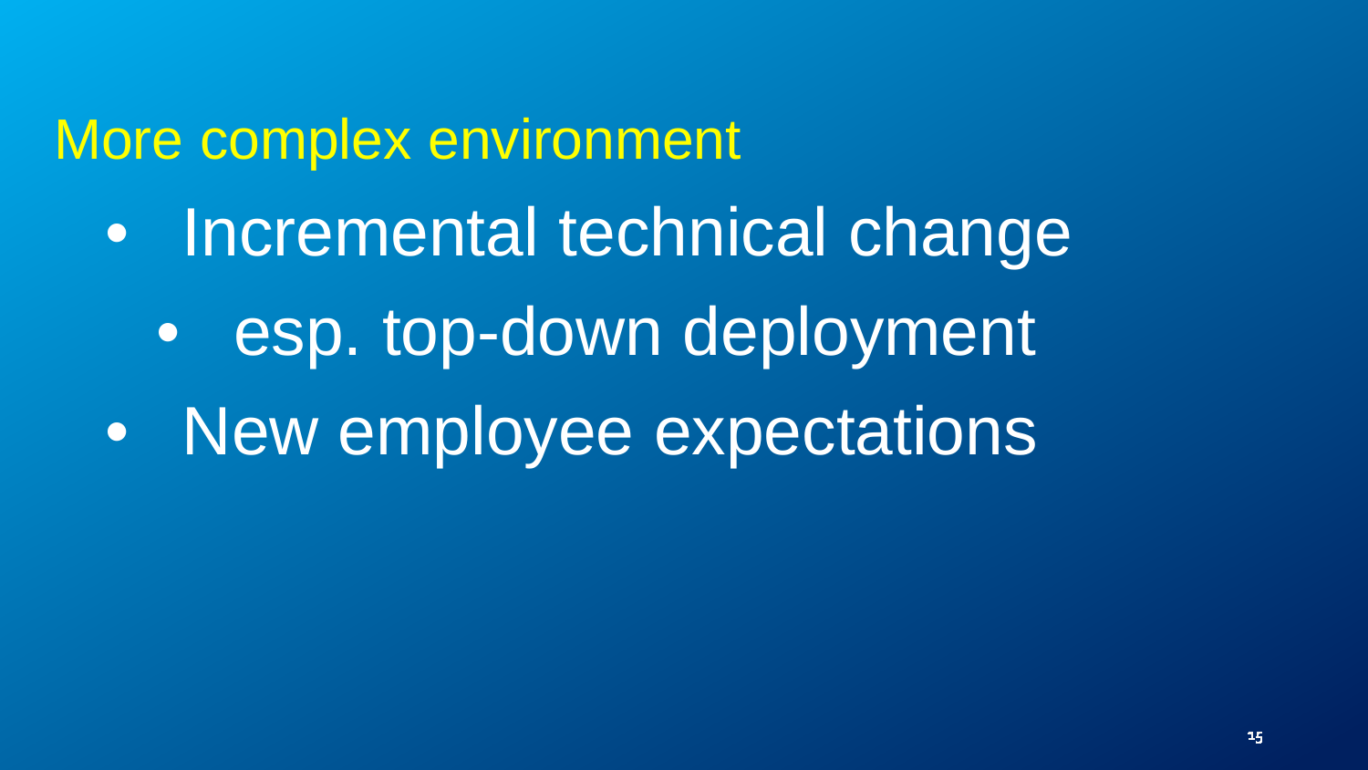## More complex environment

- Incremental technical change
  - esp. top-down deployment
- New employee expectations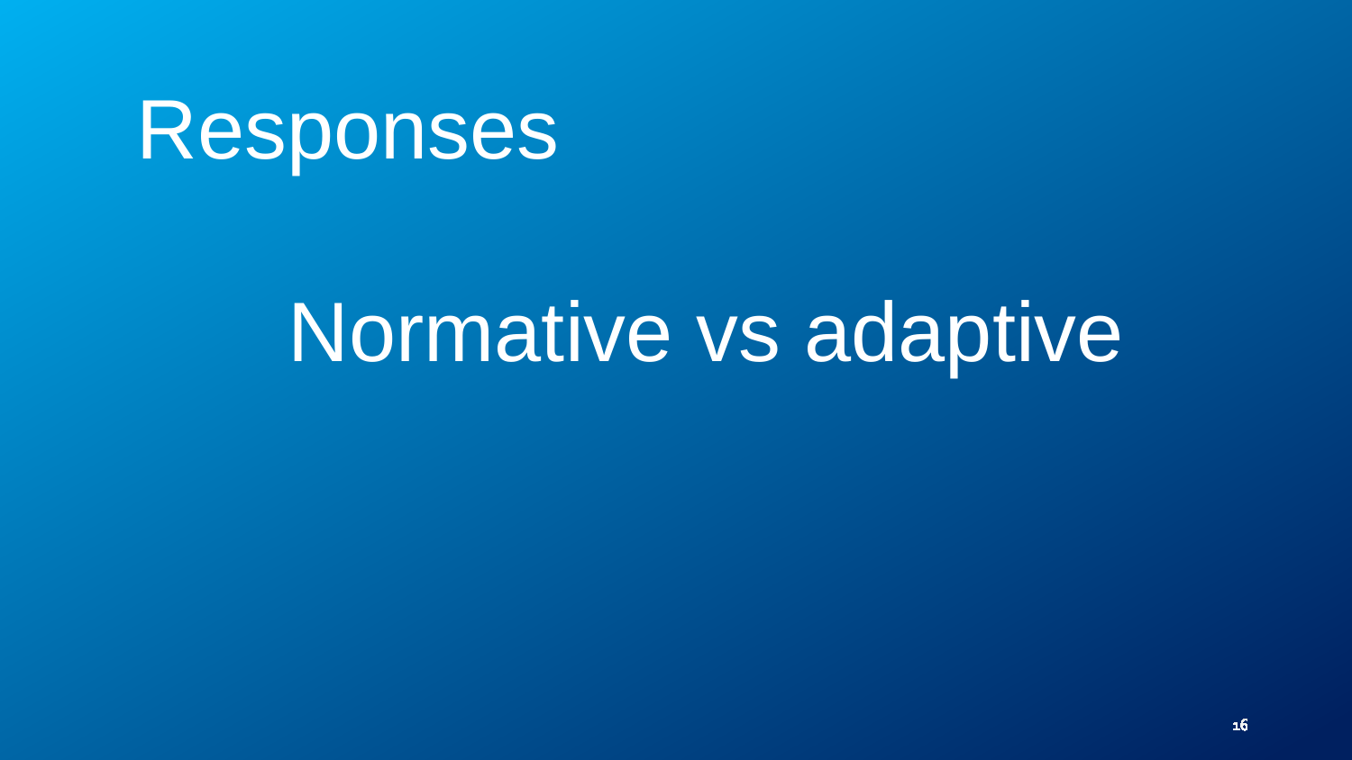# Responses

Normative vs adaptive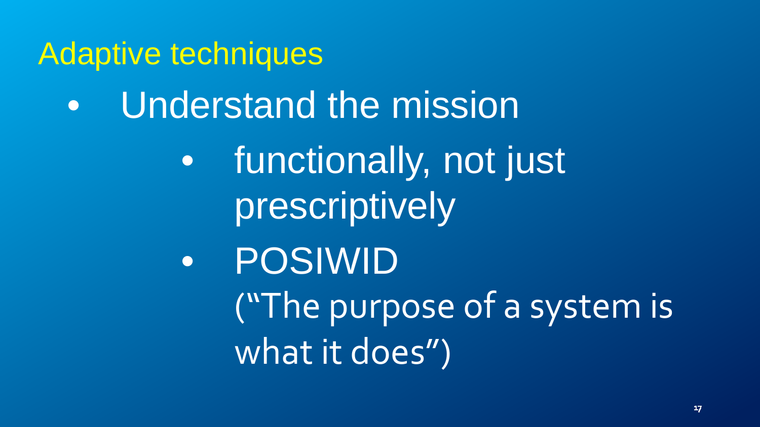## Adaptive techniques

- Understand the mission
    - functionally, not just prescriptively
    - POSIWID ("The purpose of a system is what it does")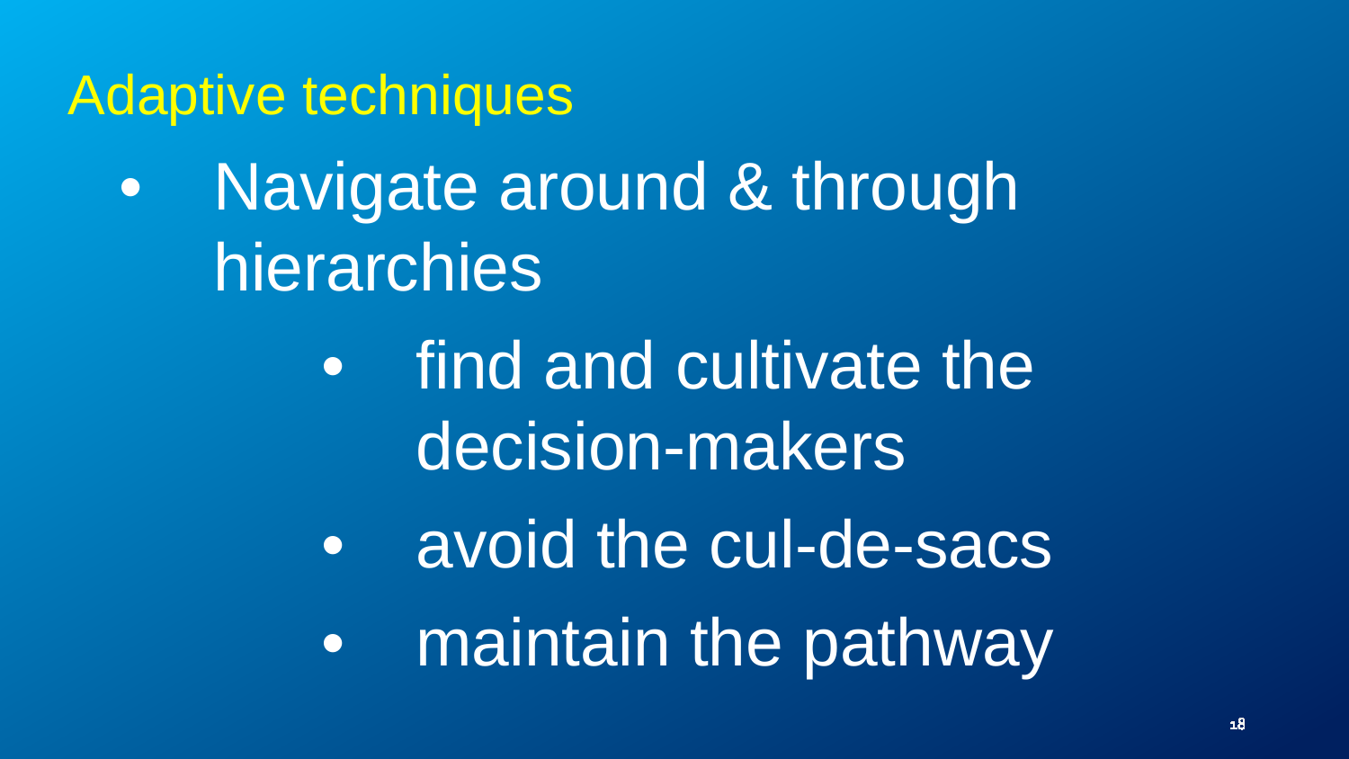## Adaptive techniques

- Navigate around & through hierarchies
  - find and cultivate the decision-makers
  - avoid the cul-de-sacs
  - maintain the pathway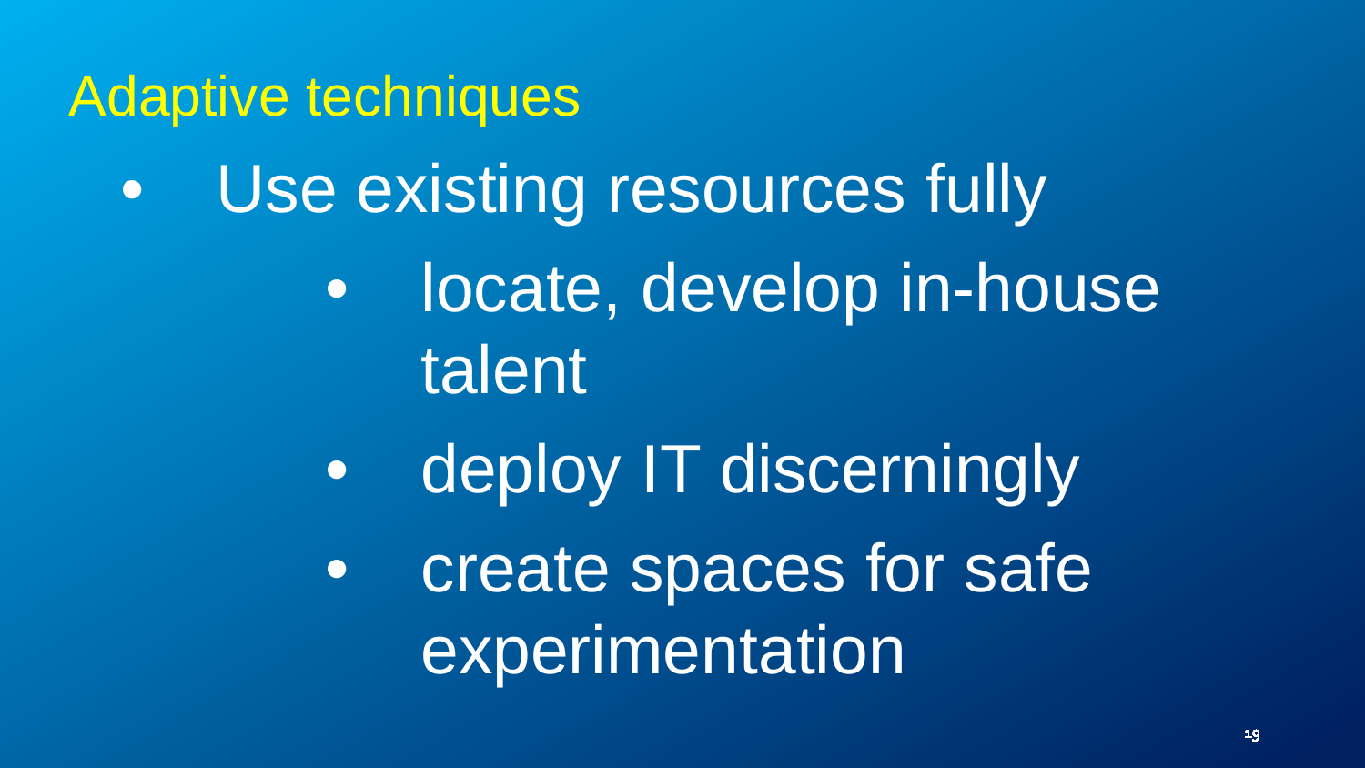# Adaptive techniques

- Use existing resources fully
    - locate, develop in-house talent
    - deploy IT discerningly
    - create spaces for safe experimentation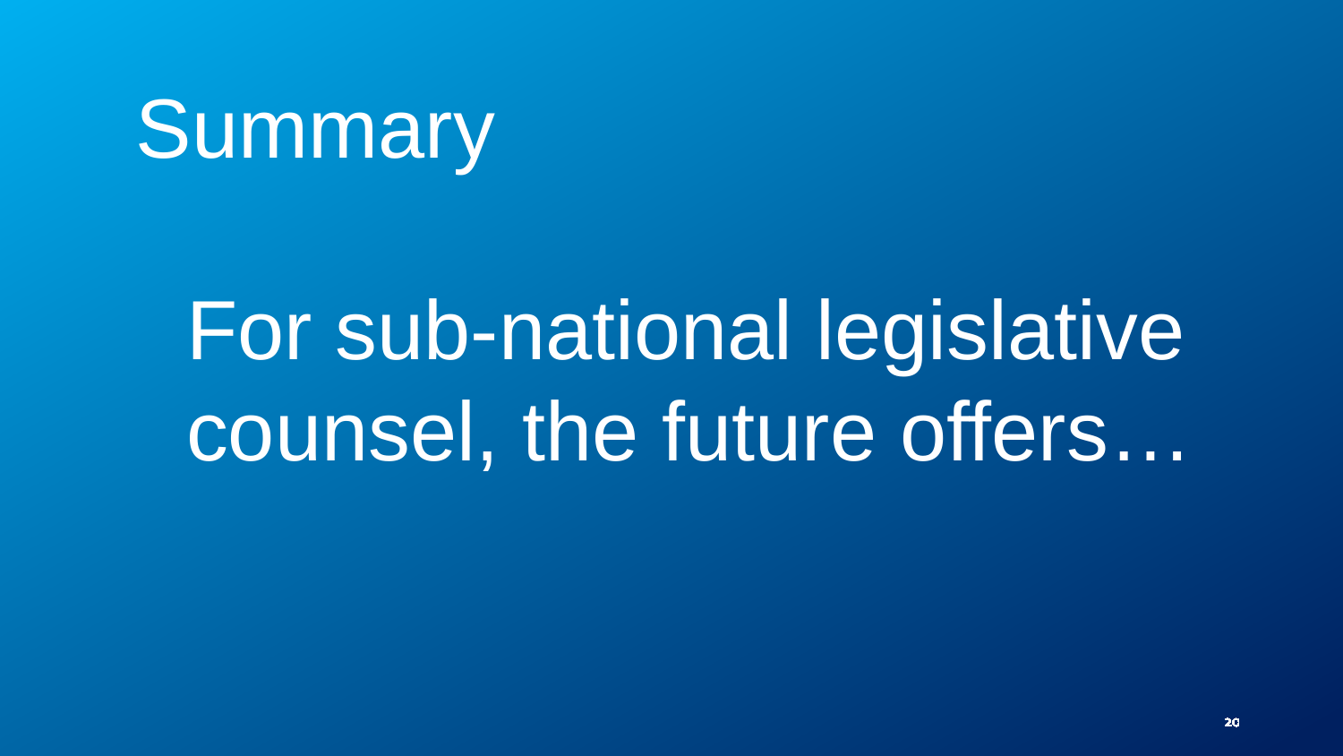# Summary

For sub-national legislative counsel, the future offers…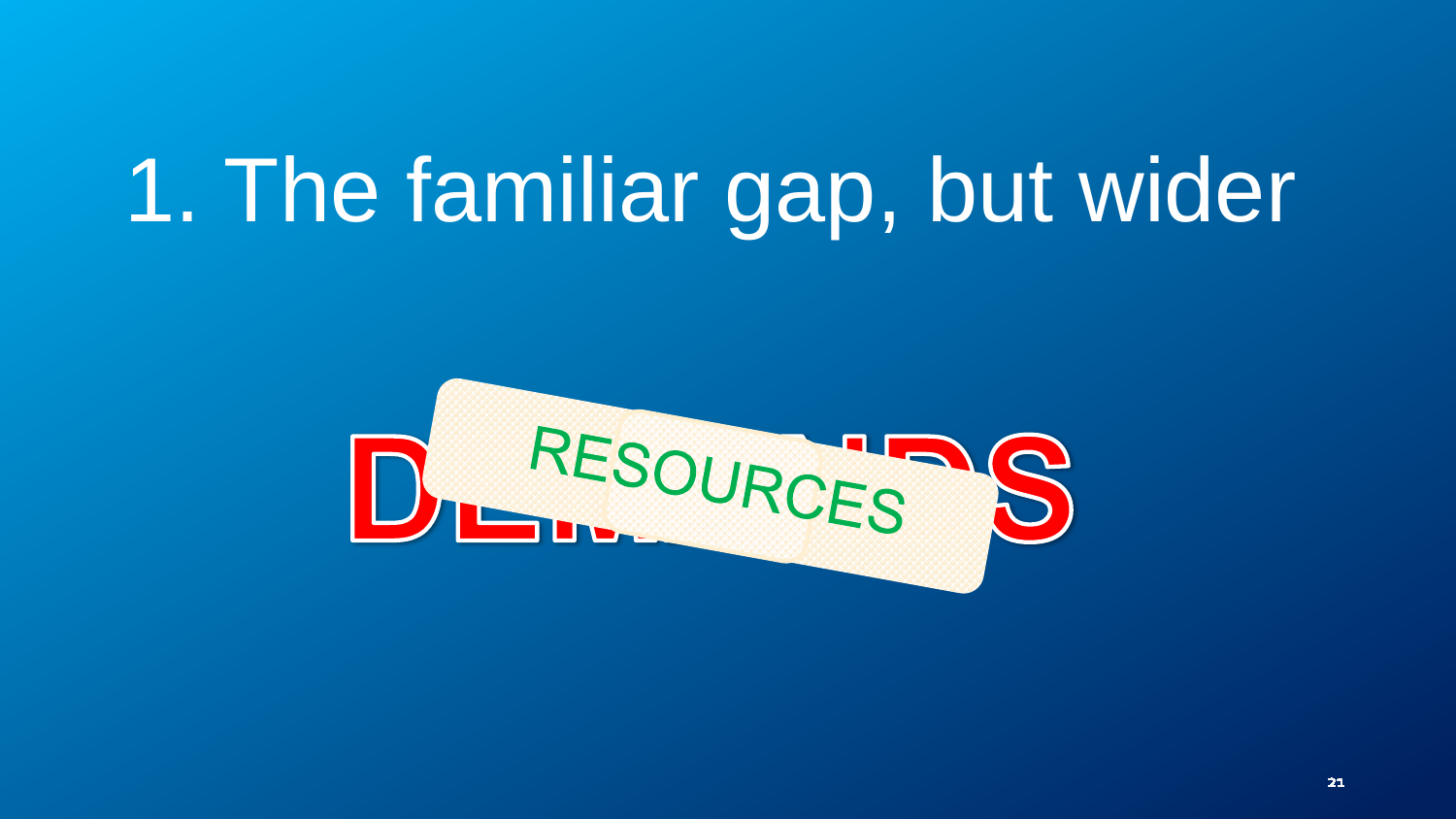# 1. The familiar gap, but wider

DEMANDS

RESOURCES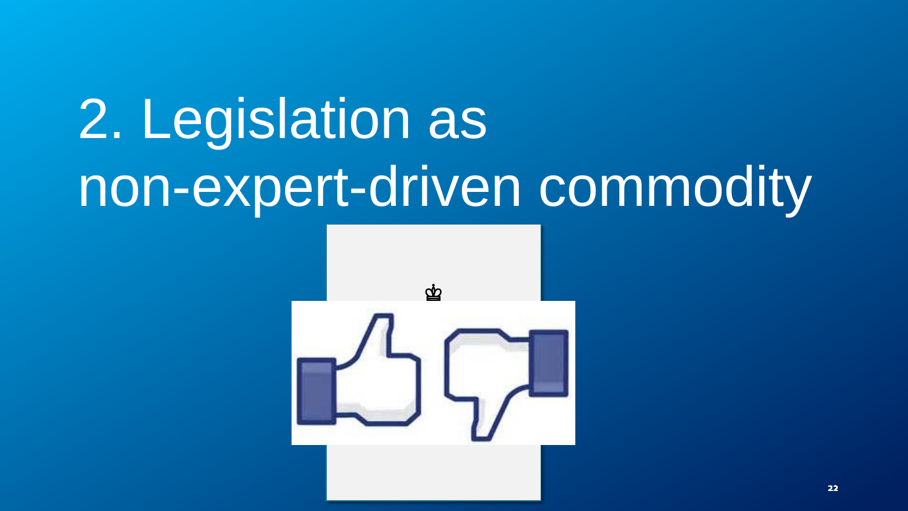# 2. Legislation as non-expert-driven commodity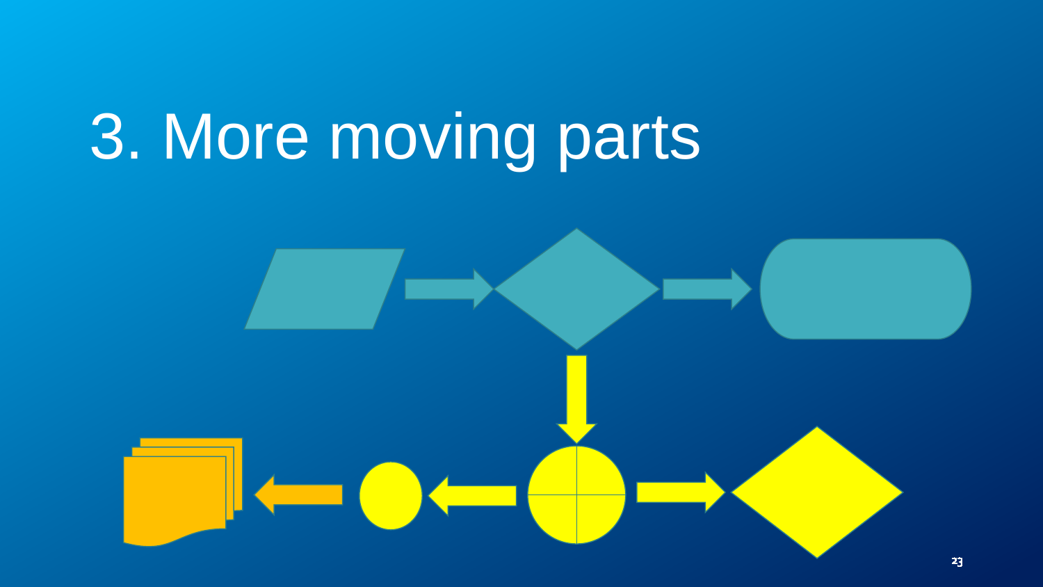# 3. More moving parts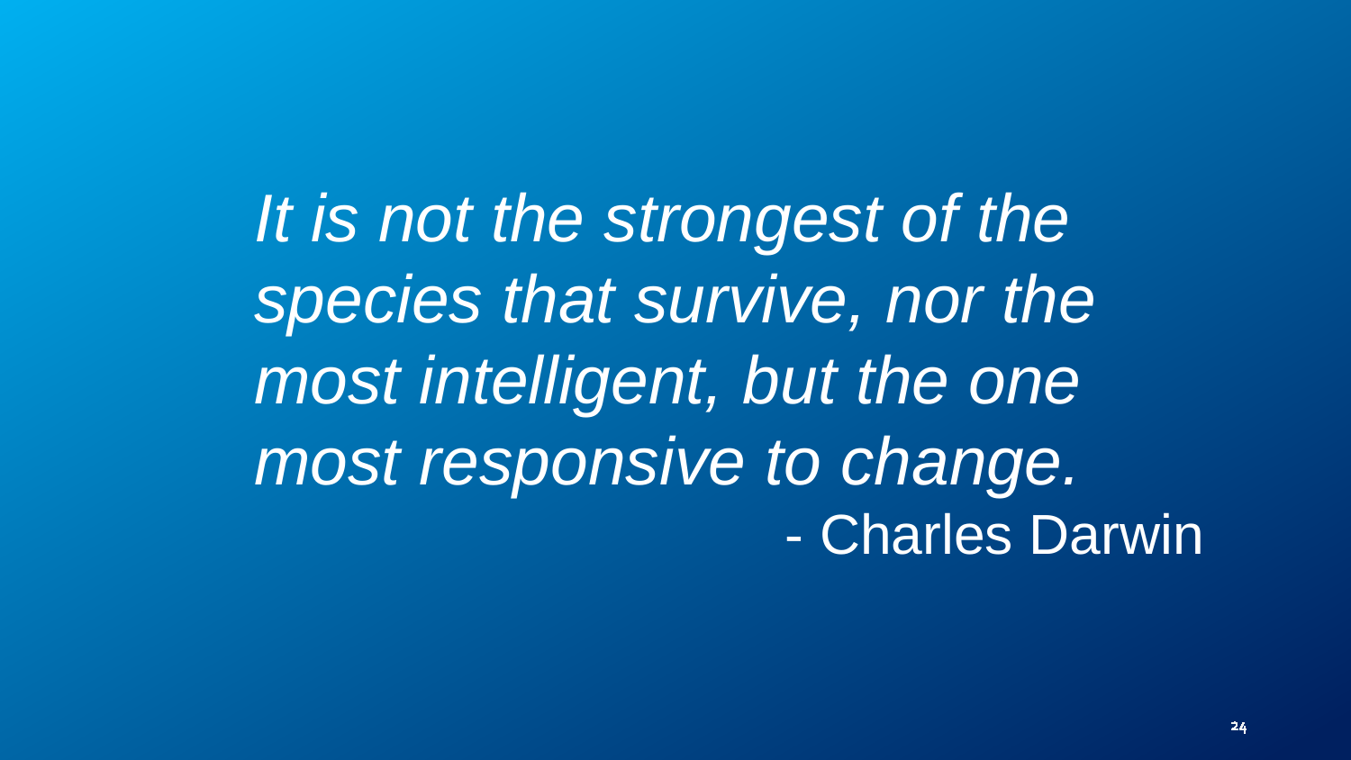*It is not the strongest of the species that survive, nor the most intelligent, but the one most responsive to change.*

- Charles Darwin